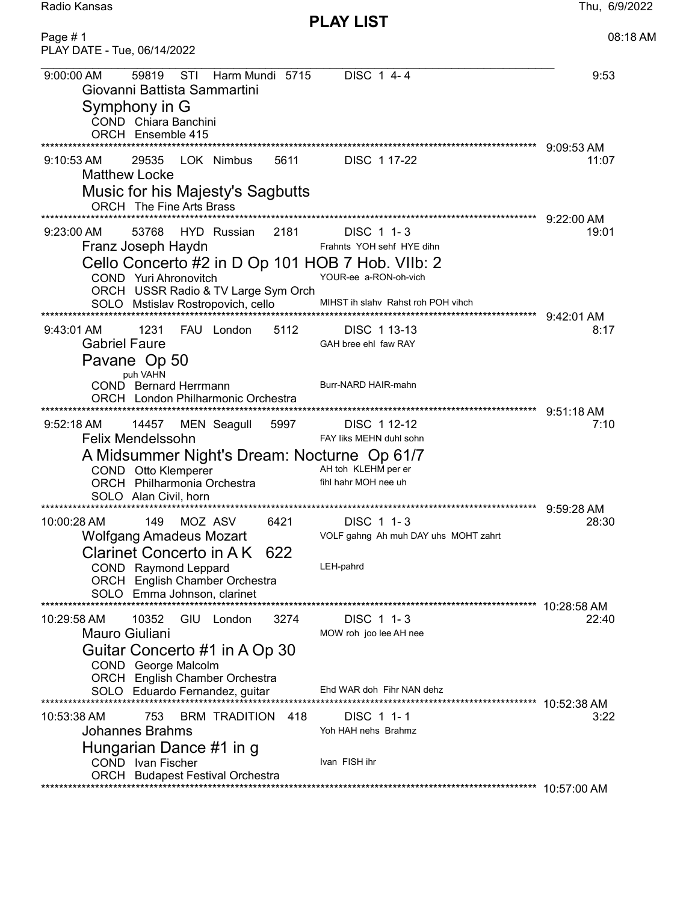Radio Kansas

Thu, 6/9/2022

# PLAY LIST

Page # 1

08:18 AM

PLAY DATE - Tue, 06/14/2022

---

9:00:00 AM 59819 STI Harm Mundi 5715 DISC 1 4- 4 9:53

Giovanni Battista Sammartini

## Symphony in G

COND Chiara Banchini
ORCH Ensemble 415

**************************************************************************************************** 9:09:53 AM

9:10:53 AM 29535 LOK Nimbus 5611 DISC 1 17-22 11:07

Matthew Locke

## Music for his Majesty's Sagbutts

ORCH The Fine Arts Brass

**************************************************************************************************** 9:22:00 AM

9:23:00 AM 53768 HYD Russian 2181 DISC 1 1- 3 19:01

Franz Joseph Haydn — Frahnts YOH sehf HYE dihn

## Cello Concerto #2 in D Op 101 HOB 7 Hob. VIIb: 2

COND Yuri Ahronovitch — YOUR-ee a-RON-oh-vich
ORCH USSR Radio & TV Large Sym Orch
SOLO Mstislav Rostropovich, cello — MIHST ih slahv Rahst roh POH vihch

**************************************************************************************************** 9:42:01 AM

9:43:01 AM 1231 FAU London 5112 DISC 1 13-13 8:17

Gabriel Faure — GAH bree ehl faw RAY

## Pavane Op 50

puh VAHN

COND Bernard Herrmann — Burr-NARD HAIR-mahn
ORCH London Philharmonic Orchestra

**************************************************************************************************** 9:51:18 AM

9:52:18 AM 14457 MEN Seagull 5997 DISC 1 12-12 7:10

Felix Mendelssohn — FAY liks MEHN duhl sohn

## A Midsummer Night's Dream: Nocturne Op 61/7

COND Otto Klemperer — AH toh KLEHM per er
ORCH Philharmonia Orchestra — fihl hahr MOH nee uh
SOLO Alan Civil, horn

**************************************************************************************************** 9:59:28 AM

10:00:28 AM 149 MOZ ASV 6421 DISC 1 1- 3 28:30

Wolfgang Amadeus Mozart — VOLF gahng Ah muh DAY uhs MOHT zahrt

## Clarinet Concerto in A K 622

COND Raymond Leppard — LEH-pahrd
ORCH English Chamber Orchestra
SOLO Emma Johnson, clarinet

**************************************************************************************************** 10:28:58 AM

10:29:58 AM 10352 GIU London 3274 DISC 1 1- 3 22:40

Mauro Giuliani — MOW roh joo lee AH nee

## Guitar Concerto #1 in A Op 30

COND George Malcolm
ORCH English Chamber Orchestra
SOLO Eduardo Fernandez, guitar — Ehd WAR doh Fihr NAN dehz

**************************************************************************************************** 10:52:38 AM

10:53:38 AM 753 BRM TRADITION 418 DISC 1 1- 1 3:22

Johannes Brahms — Yoh HAH nehs Brahmz

## Hungarian Dance #1 in g

COND Ivan Fischer — Ivan FISH ihr
ORCH Budapest Festival Orchestra

**************************************************************************************************** 10:57:00 AM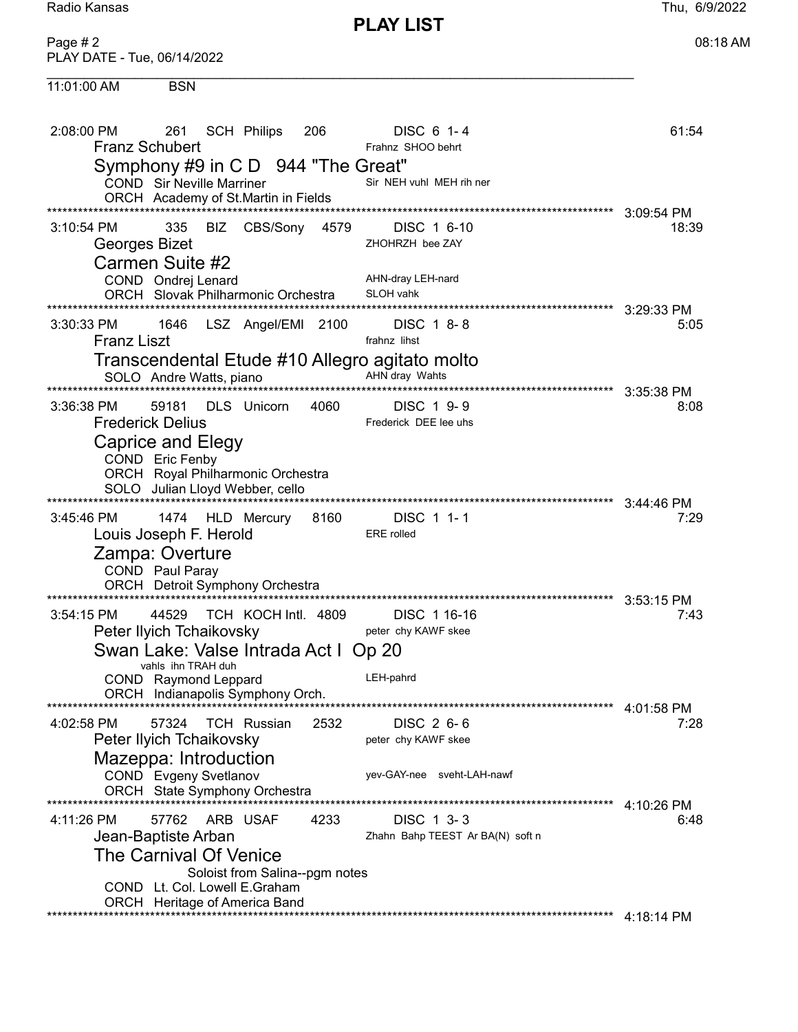# PLAY LIST

PLAY DATE - Tue, 06/14/2022

11:01:00 AM BSN

---

2:08:00 PM 261 SCH Philips 206 DISC 6 1- 4 61:54

Franz Schubert — Frahnz SHOO behrt

**Symphony #9 in C D 944 "The Great"**

COND Sir Neville Marriner — Sir NEH vuhl MEH rih ner

ORCH Academy of St.Martin in Fields

3:09:54 PM

---

3:10:54 PM 335 BIZ CBS/Sony 4579 DISC 1 6-10 18:39

Georges Bizet — ZHOHRZH bee ZAY

**Carmen Suite #2**

COND Ondrej Lenard — AHN-dray LEH-nard

ORCH Slovak Philharmonic Orchestra — SLOH vahk

3:29:33 PM

---

3:30:33 PM 1646 LSZ Angel/EMI 2100 DISC 1 8- 8 5:05

Franz Liszt — frahnz lihst

**Transcendental Etude #10 Allegro agitato molto**

SOLO Andre Watts, piano — AHN dray Wahts

3:35:38 PM

---

3:36:38 PM 59181 DLS Unicorn 4060 DISC 1 9- 9 8:08

Frederick Delius — Frederick DEE lee uhs

**Caprice and Elegy**

COND Eric Fenby

ORCH Royal Philharmonic Orchestra

SOLO Julian Lloyd Webber, cello

3:44:46 PM

---

3:45:46 PM 1474 HLD Mercury 8160 DISC 1 1- 1 7:29

Louis Joseph F. Herold — ERE rolled

**Zampa: Overture**

COND Paul Paray

ORCH Detroit Symphony Orchestra

3:53:15 PM

---

3:54:15 PM 44529 TCH KOCH Intl. 4809 DISC 1 16-16 7:43

Peter Ilyich Tchaikovsky — peter chy KAWF skee

**Swan Lake: Valse Intrada Act I Op 20**

vahls ihn TRAH duh

COND Raymond Leppard — LEH-pahrd

ORCH Indianapolis Symphony Orch.

4:01:58 PM

---

4:02:58 PM 57324 TCH Russian 2532 DISC 2 6- 6 7:28

Peter Ilyich Tchaikovsky — peter chy KAWF skee

**Mazeppa: Introduction**

COND Evgeny Svetlanov — yev-GAY-nee sveht-LAH-nawf

ORCH State Symphony Orchestra

4:10:26 PM

---

4:11:26 PM 57762 ARB USAF 4233 DISC 1 3- 3 6:48

Jean-Baptiste Arban — Zhahn Bahp TEEST Ar BA(N) soft n

**The Carnival Of Venice**

Soloist from Salina--pgm notes

COND Lt. Col. Lowell E.Graham

ORCH Heritage of America Band

4:18:14 PM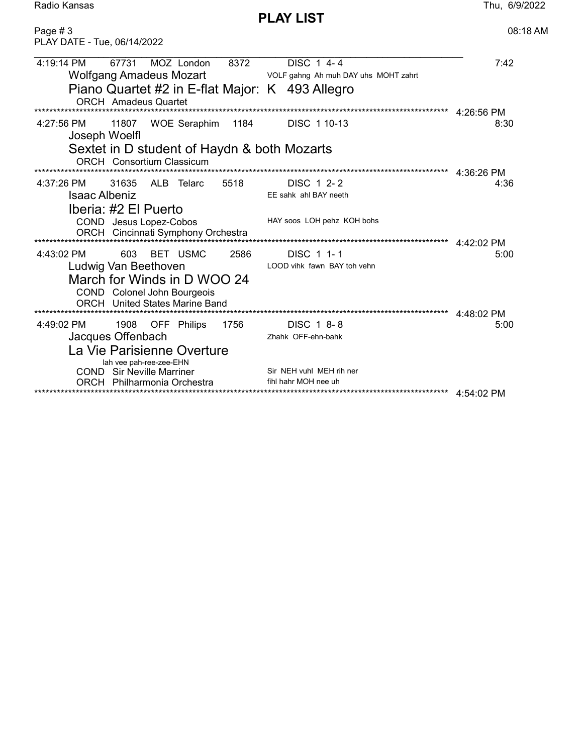# PLAY LIST

PLAY DATE - Tue, 06/14/2022

---

4:19:14 PM  67731  MOZ London  8372  DISC 1 4- 4  7:42

Wolfgang Amadeus Mozart  VOLF gahng Ah muh DAY uhs MOHT zahrt

## Piano Quartet #2 in E-flat Major: K 493 Allegro

ORCH Amadeus Quartet

********************************************************************************************************** 4:26:56 PM

4:27:56 PM  11807  WOE Seraphim  1184  DISC 1 10-13  8:30

Joseph Woelfl

## Sextet in D student of Haydn & both Mozarts

ORCH Consortium Classicum

********************************************************************************************************** 4:36:26 PM

4:37:26 PM  31635  ALB Telarc  5518  DISC 1 2- 2  4:36

Isaac Albeniz  EE sahk ahl BAY neeth

## Iberia: #2 El Puerto

COND Jesus Lopez-Cobos  HAY soos LOH pehz KOH bohs

ORCH Cincinnati Symphony Orchestra

********************************************************************************************************** 4:42:02 PM

4:43:02 PM  603  BET USMC  2586  DISC 1 1- 1  5:00

Ludwig Van Beethoven  LOOD vihk fawn BAY toh vehn

## March for Winds in D WOO 24

COND Colonel John Bourgeois

ORCH United States Marine Band

********************************************************************************************************** 4:48:02 PM

4:49:02 PM  1908  OFF Philips  1756  DISC 1 8- 8  5:00

Jacques Offenbach  Zhahk OFF-ehn-bahk

## La Vie Parisienne Overture

lah vee pah-ree-zee-EHN

COND Sir Neville Marriner  Sir NEH vuhl MEH rih ner

ORCH Philharmonia Orchestra  fihl hahr MOH nee uh

********************************************************************************************************** 4:54:02 PM